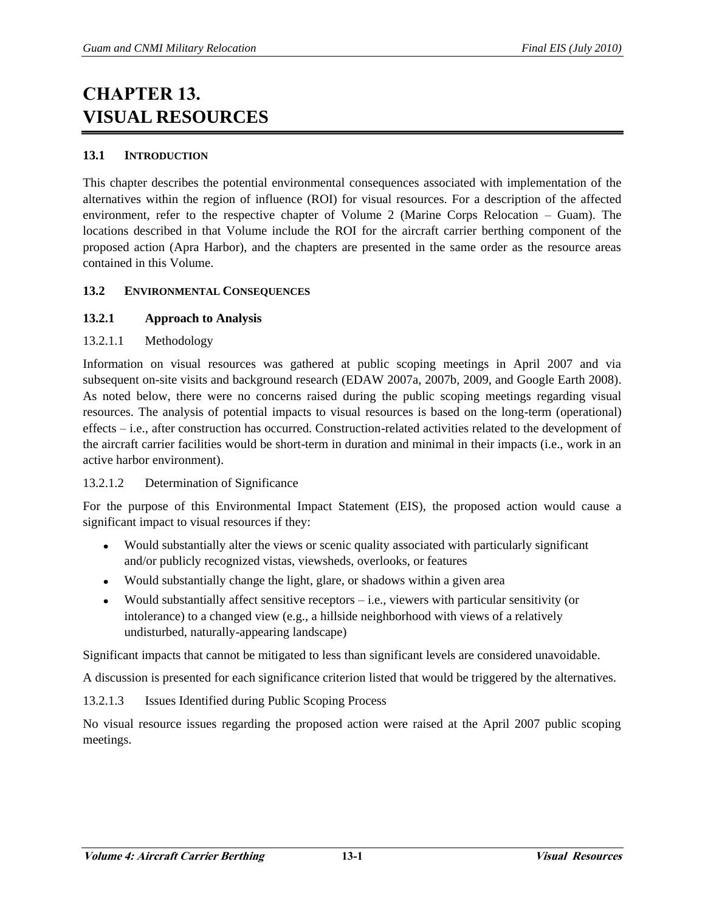# CHAPTER 13. VISUAL RESOURCES

## 13.1 INTRODUCTION

This chapter describes the potential environmental consequences associated with implementation of the alternatives within the region of influence (ROI) for visual resources. For a description of the affected environment, refer to the respective chapter of Volume 2 (Marine Corps Relocation – Guam). The locations described in that Volume include the ROI for the aircraft carrier berthing component of the proposed action (Apra Harbor), and the chapters are presented in the same order as the resource areas contained in this Volume.

## 13.2 ENVIRONMENTAL CONSEQUENCES

### 13.2.1 Approach to Analysis

#### 13.2.1.1 Methodology

Information on visual resources was gathered at public scoping meetings in April 2007 and via subsequent on-site visits and background research (EDAW 2007a, 2007b, 2009, and Google Earth 2008). As noted below, there were no concerns raised during the public scoping meetings regarding visual resources. The analysis of potential impacts to visual resources is based on the long-term (operational) effects – i.e., after construction has occurred. Construction-related activities related to the development of the aircraft carrier facilities would be short-term in duration and minimal in their impacts (i.e., work in an active harbor environment).

#### 13.2.1.2 Determination of Significance

For the purpose of this Environmental Impact Statement (EIS), the proposed action would cause a significant impact to visual resources if they:

- Would substantially alter the views or scenic quality associated with particularly significant and/or publicly recognized vistas, viewsheds, overlooks, or features
- Would substantially change the light, glare, or shadows within a given area
- Would substantially affect sensitive receptors – i.e., viewers with particular sensitivity (or intolerance) to a changed view (e.g., a hillside neighborhood with views of a relatively undisturbed, naturally-appearing landscape)

Significant impacts that cannot be mitigated to less than significant levels are considered unavoidable.

A discussion is presented for each significance criterion listed that would be triggered by the alternatives.

#### 13.2.1.3 Issues Identified during Public Scoping Process

No visual resource issues regarding the proposed action were raised at the April 2007 public scoping meetings.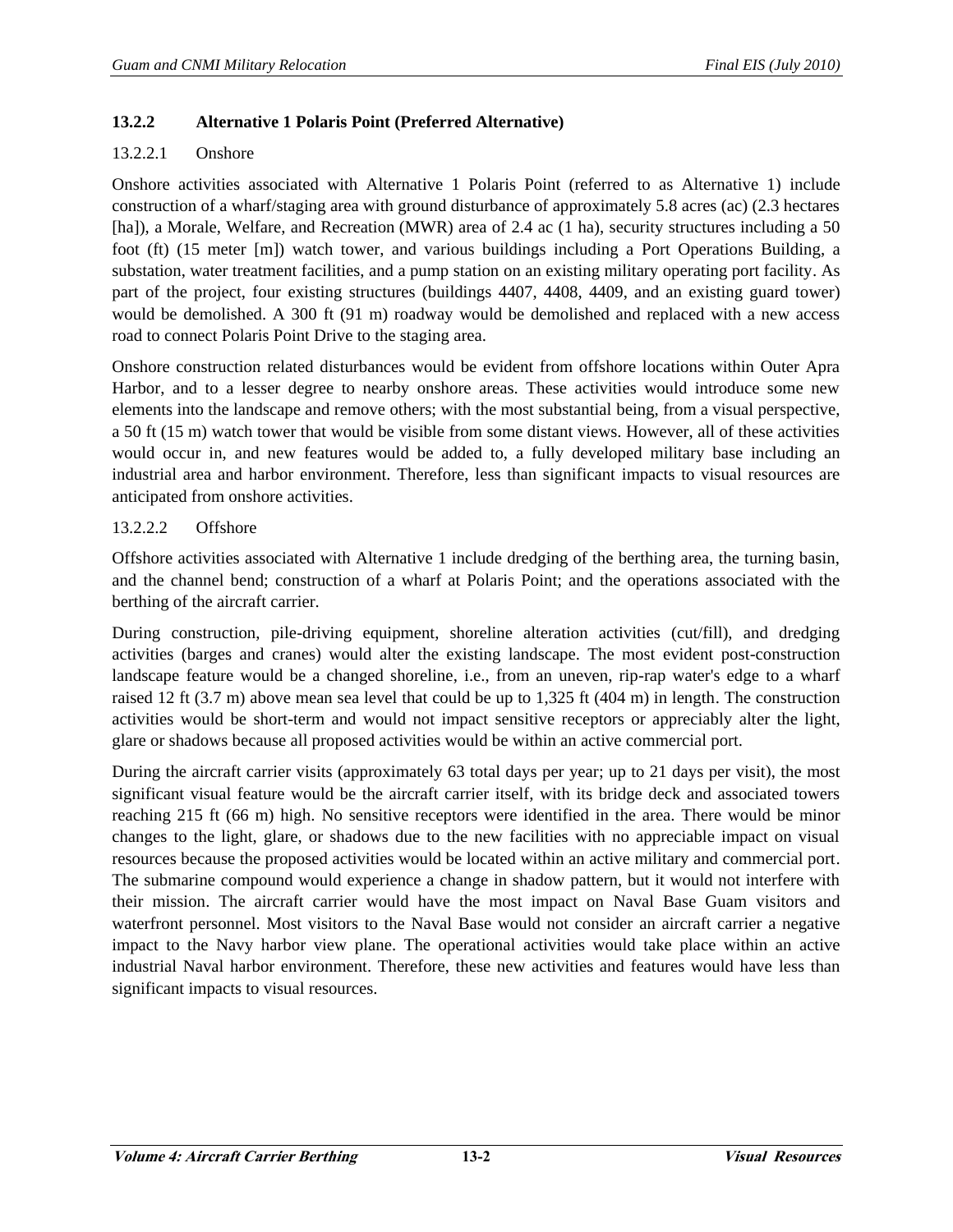### 13.2.2 Alternative 1 Polaris Point (Preferred Alternative)

#### 13.2.2.1 Onshore

Onshore activities associated with Alternative 1 Polaris Point (referred to as Alternative 1) include construction of a wharf/staging area with ground disturbance of approximately 5.8 acres (ac) (2.3 hectares [ha]), a Morale, Welfare, and Recreation (MWR) area of 2.4 ac (1 ha), security structures including a 50 foot (ft) (15 meter [m]) watch tower, and various buildings including a Port Operations Building, a substation, water treatment facilities, and a pump station on an existing military operating port facility. As part of the project, four existing structures (buildings 4407, 4408, 4409, and an existing guard tower) would be demolished. A 300 ft (91 m) roadway would be demolished and replaced with a new access road to connect Polaris Point Drive to the staging area.

Onshore construction related disturbances would be evident from offshore locations within Outer Apra Harbor, and to a lesser degree to nearby onshore areas. These activities would introduce some new elements into the landscape and remove others; with the most substantial being, from a visual perspective, a 50 ft (15 m) watch tower that would be visible from some distant views. However, all of these activities would occur in, and new features would be added to, a fully developed military base including an industrial area and harbor environment. Therefore, less than significant impacts to visual resources are anticipated from onshore activities.

#### 13.2.2.2 Offshore

Offshore activities associated with Alternative 1 include dredging of the berthing area, the turning basin, and the channel bend; construction of a wharf at Polaris Point; and the operations associated with the berthing of the aircraft carrier.

During construction, pile-driving equipment, shoreline alteration activities (cut/fill), and dredging activities (barges and cranes) would alter the existing landscape. The most evident post-construction landscape feature would be a changed shoreline, i.e., from an uneven, rip-rap water's edge to a wharf raised 12 ft (3.7 m) above mean sea level that could be up to 1,325 ft (404 m) in length. The construction activities would be short-term and would not impact sensitive receptors or appreciably alter the light, glare or shadows because all proposed activities would be within an active commercial port.

During the aircraft carrier visits (approximately 63 total days per year; up to 21 days per visit), the most significant visual feature would be the aircraft carrier itself, with its bridge deck and associated towers reaching 215 ft (66 m) high. No sensitive receptors were identified in the area. There would be minor changes to the light, glare, or shadows due to the new facilities with no appreciable impact on visual resources because the proposed activities would be located within an active military and commercial port. The submarine compound would experience a change in shadow pattern, but it would not interfere with their mission. The aircraft carrier would have the most impact on Naval Base Guam visitors and waterfront personnel. Most visitors to the Naval Base would not consider an aircraft carrier a negative impact to the Navy harbor view plane. The operational activities would take place within an active industrial Naval harbor environment. Therefore, these new activities and features would have less than significant impacts to visual resources.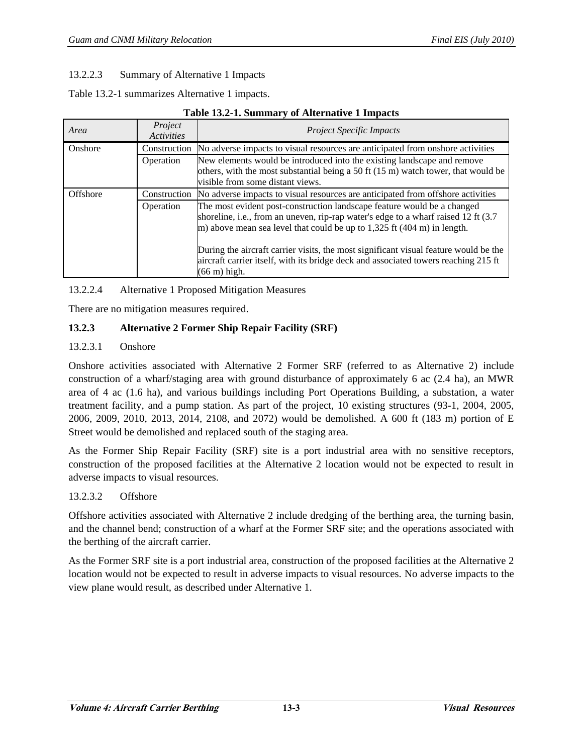13.2.2.3 Summary of Alternative 1 Impacts

Table 13.2-1 summarizes Alternative 1 impacts.

**Table 13.2-1. Summary of Alternative 1 Impacts**

| *Area* | *Project Activities* | *Project Specific Impacts* |
|---|---|---|
| Onshore | Construction | No adverse impacts to visual resources are anticipated from onshore activities |
| | Operation | New elements would be introduced into the existing landscape and remove others, with the most substantial being a 50 ft (15 m) watch tower, that would be visible from some distant views. |
| Offshore | Construction | No adverse impacts to visual resources are anticipated from offshore activities |
| | Operation | The most evident post-construction landscape feature would be a changed shoreline, i.e., from an uneven, rip-rap water's edge to a wharf raised 12 ft (3.7 m) above mean sea level that could be up to 1,325 ft (404 m) in length.<br><br>During the aircraft carrier visits, the most significant visual feature would be the aircraft carrier itself, with its bridge deck and associated towers reaching 215 ft (66 m) high. |

13.2.2.4 Alternative 1 Proposed Mitigation Measures

There are no mitigation measures required.

### 13.2.3 Alternative 2 Former Ship Repair Facility (SRF)

13.2.3.1 Onshore

Onshore activities associated with Alternative 2 Former SRF (referred to as Alternative 2) include construction of a wharf/staging area with ground disturbance of approximately 6 ac (2.4 ha), an MWR area of 4 ac (1.6 ha), and various buildings including Port Operations Building, a substation, a water treatment facility, and a pump station. As part of the project, 10 existing structures (93-1, 2004, 2005, 2006, 2009, 2010, 2013, 2014, 2108, and 2072) would be demolished. A 600 ft (183 m) portion of E Street would be demolished and replaced south of the staging area.

As the Former Ship Repair Facility (SRF) site is a port industrial area with no sensitive receptors, construction of the proposed facilities at the Alternative 2 location would not be expected to result in adverse impacts to visual resources.

13.2.3.2 Offshore

Offshore activities associated with Alternative 2 include dredging of the berthing area, the turning basin, and the channel bend; construction of a wharf at the Former SRF site; and the operations associated with the berthing of the aircraft carrier.

As the Former SRF site is a port industrial area, construction of the proposed facilities at the Alternative 2 location would not be expected to result in adverse impacts to visual resources. No adverse impacts to the view plane would result, as described under Alternative 1.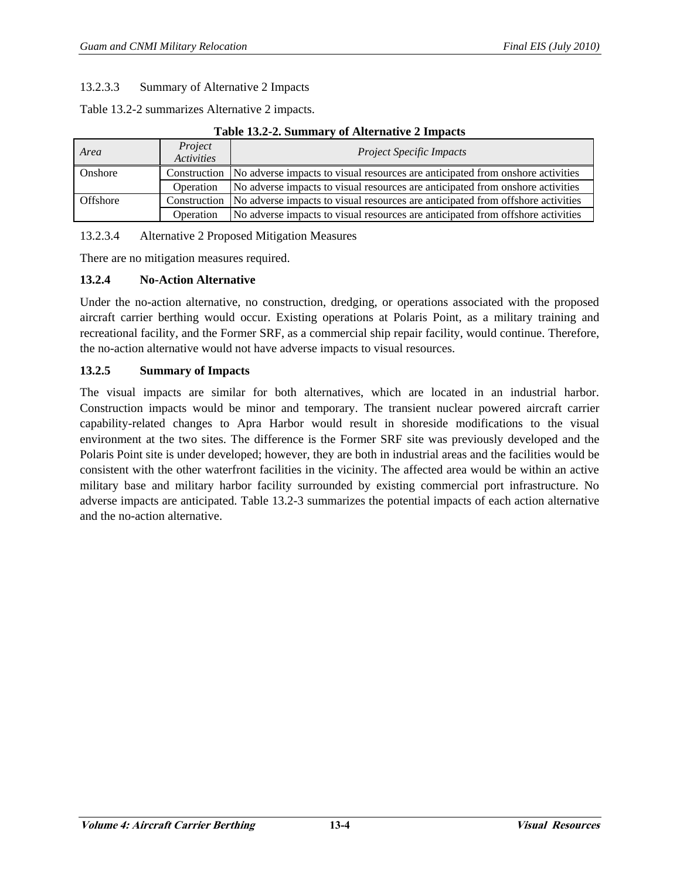#### 13.2.3.3 Summary of Alternative 2 Impacts

Table 13.2-2 summarizes Alternative 2 impacts.

**Table 13.2-2. Summary of Alternative 2 Impacts**

| *Area* | *Project Activities* | *Project Specific Impacts* |
|---|---|---|
| Onshore | Construction | No adverse impacts to visual resources are anticipated from onshore activities |
| | Operation | No adverse impacts to visual resources are anticipated from onshore activities |
| Offshore | Construction | No adverse impacts to visual resources are anticipated from offshore activities |
| | Operation | No adverse impacts to visual resources are anticipated from offshore activities |

#### 13.2.3.4 Alternative 2 Proposed Mitigation Measures

There are no mitigation measures required.

### 13.2.4 No-Action Alternative

Under the no-action alternative, no construction, dredging, or operations associated with the proposed aircraft carrier berthing would occur. Existing operations at Polaris Point, as a military training and recreational facility, and the Former SRF, as a commercial ship repair facility, would continue. Therefore, the no-action alternative would not have adverse impacts to visual resources.

### 13.2.5 Summary of Impacts

The visual impacts are similar for both alternatives, which are located in an industrial harbor. Construction impacts would be minor and temporary. The transient nuclear powered aircraft carrier capability-related changes to Apra Harbor would result in shoreside modifications to the visual environment at the two sites. The difference is the Former SRF site was previously developed and the Polaris Point site is under developed; however, they are both in industrial areas and the facilities would be consistent with the other waterfront facilities in the vicinity. The affected area would be within an active military base and military harbor facility surrounded by existing commercial port infrastructure. No adverse impacts are anticipated. Table 13.2-3 summarizes the potential impacts of each action alternative and the no-action alternative.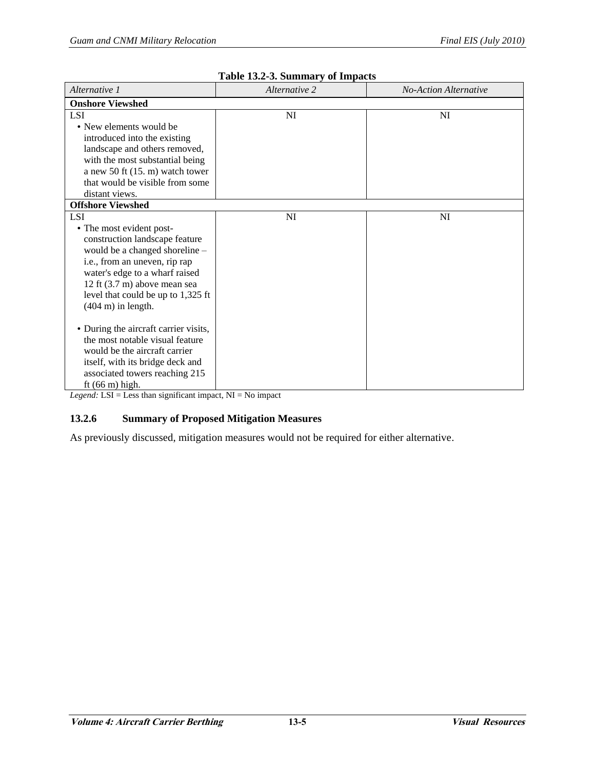**Table 13.2-3. Summary of Impacts**

| *Alternative 1* | *Alternative 2* | *No-Action Alternative* |
|---|---|---|
| **Onshore Viewshed** | | |
| LSI<br>• New elements would be introduced into the existing landscape and others removed, with the most substantial being a new 50 ft (15. m) watch tower that would be visible from some distant views. | NI | NI |
| **Offshore Viewshed** | | |
| LSI<br>• The most evident post-construction landscape feature would be a changed shoreline – i.e., from an uneven, rip rap water's edge to a wharf raised 12 ft (3.7 m) above mean sea level that could be up to 1,325 ft (404 m) in length.<br>• During the aircraft carrier visits, the most notable visual feature would be the aircraft carrier itself, with its bridge deck and associated towers reaching 215 ft (66 m) high. | NI | NI |

*Legend:* LSI = Less than significant impact, NI = No impact

### 13.2.6 Summary of Proposed Mitigation Measures

As previously discussed, mitigation measures would not be required for either alternative.